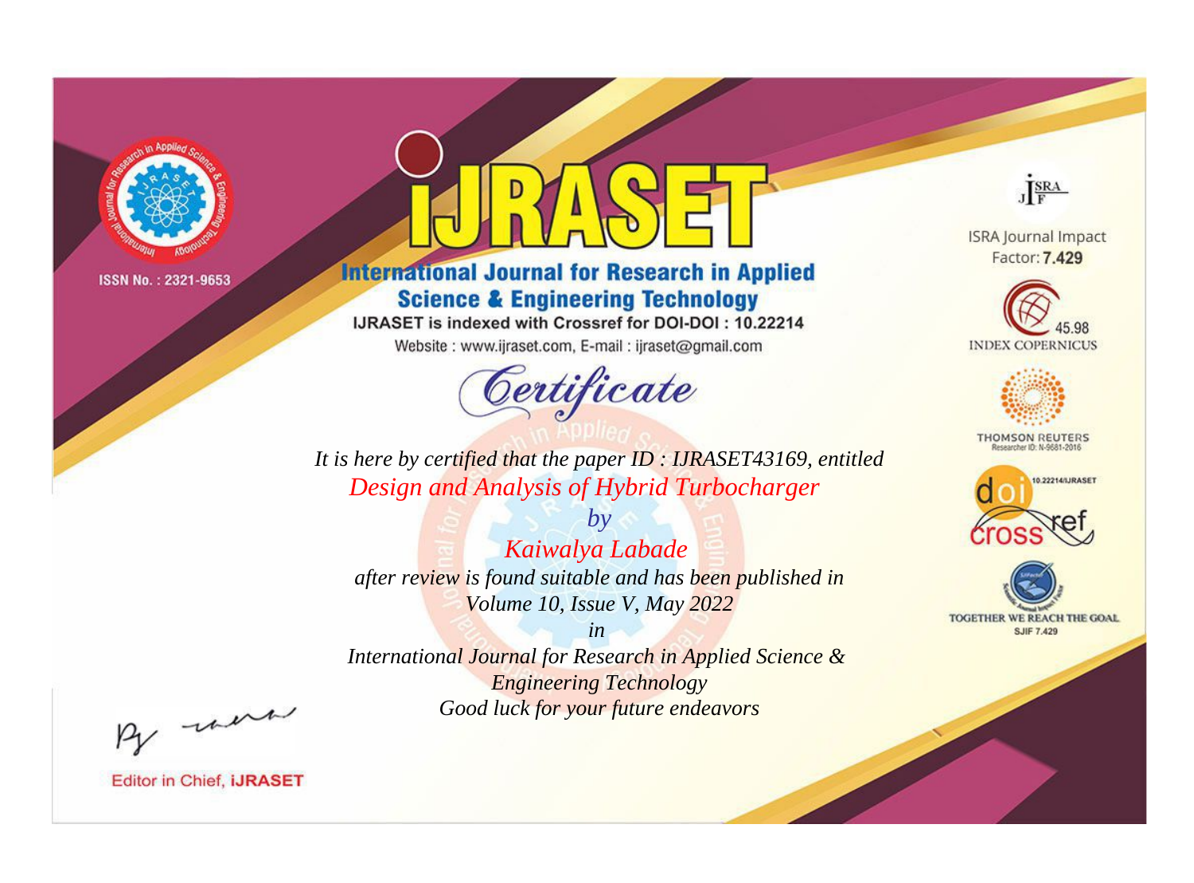ISSN No. : 2321-9653

# IJRASET

## International Journal for Research in Applied Science & Engineering Technology

IJRASET is indexed with Crossref for DOI-DOI : 10.22214

Website : www.ijraset.com, E-mail : ijraset@gmail.com

ISRA Journal Impact Factor: **7.429**

45.98 INDEX COPERNICUS

THOMSON REUTERS Researcher ID: N-9681-2016

10.22214/IJRASET

TOGETHER WE REACH THE GOAL SJIF 7.429

# *Certificate*

*It is here by certified that the paper ID : IJRASET43169, entitled*

*Design and Analysis of Hybrid Turbocharger*

*by*

*Kaiwalya Labade*

*after review is found suitable and has been published in*

*Volume 10, Issue V, May 2022*

*in*

*International Journal for Research in Applied Science & Engineering Technology*

*Good luck for your future endeavors*

Editor in Chief, **IJRASET**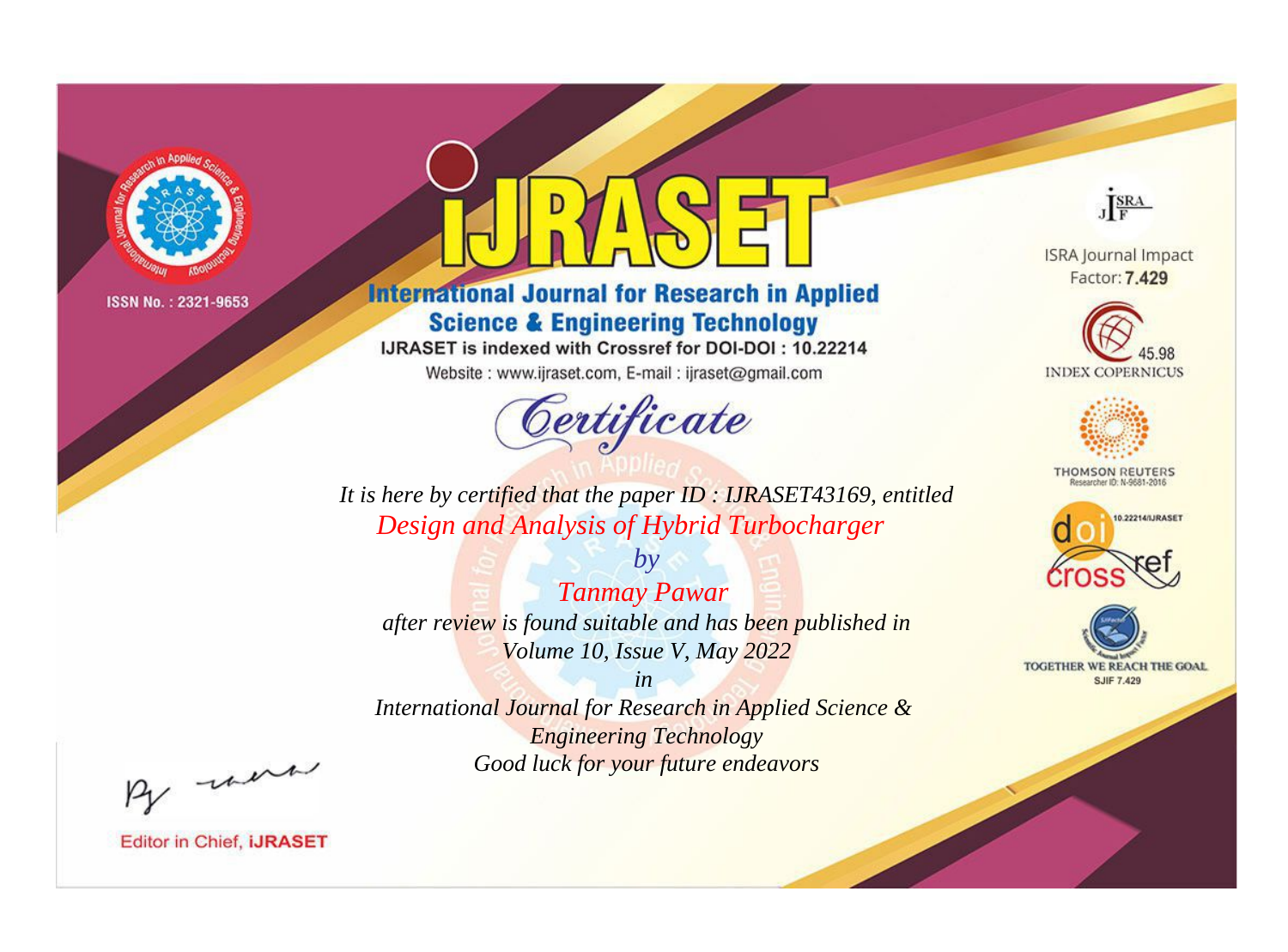ISSN No. : 2321-9653

# iJRASET

## International Journal for Research in Applied Science & Engineering Technology

IJRASET is indexed with Crossref for DOI-DOI : 10.22214

Website : www.ijraset.com, E-mail : ijraset@gmail.com

ISRA Journal Impact Factor: **7.429**

45.98 INDEX COPERNICUS

THOMSON REUTERS Researcher ID: N-9681-2016

10.22214/IJRASET

TOGETHER WE REACH THE GOAL SJIF 7.429

*Certificate*

*It is here by certified that the paper ID : IJRASET43169, entitled*

*Design and Analysis of Hybrid Turbocharger*

*by*

*Tanmay Pawar*

*after review is found suitable and has been published in*

*Volume 10, Issue V, May 2022*

*in*

*International Journal for Research in Applied Science & Engineering Technology*

*Good luck for your future endeavors*

Editor in Chief, **iJRASET**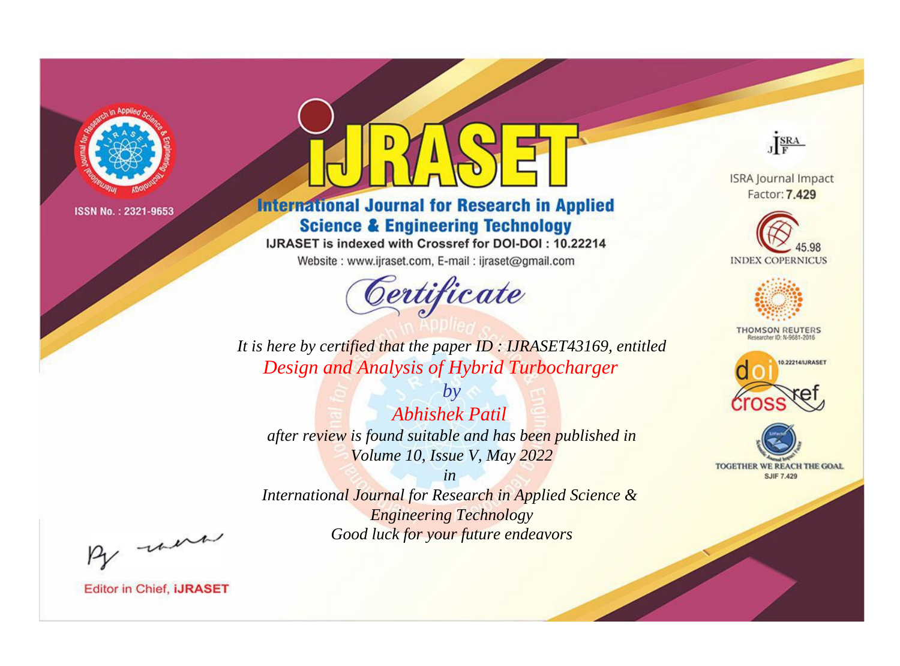ISSN No. : 2321-9653

# iJRASET

## International Journal for Research in Applied Science & Engineering Technology

IJRASET is indexed with Crossref for DOI-DOI : 10.22214

Website : www.ijraset.com, E-mail : ijraset@gmail.com

ISRA Journal Impact Factor: **7.429**

45.98 INDEX COPERNICUS

THOMSON REUTERS Researcher ID: N-9681-2016

10.22214/IJRASET

TOGETHER WE REACH THE GOAL SJIF 7.429

# Certificate

*It is here by certified that the paper ID : IJRASET43169, entitled*

*Design and Analysis of Hybrid Turbocharger*

*by*

*Abhishek Patil*

*after review is found suitable and has been published in*

*Volume 10, Issue V, May 2022*

*in*

*International Journal for Research in Applied Science & Engineering Technology*

*Good luck for your future endeavors*

Editor in Chief, **iJRASET**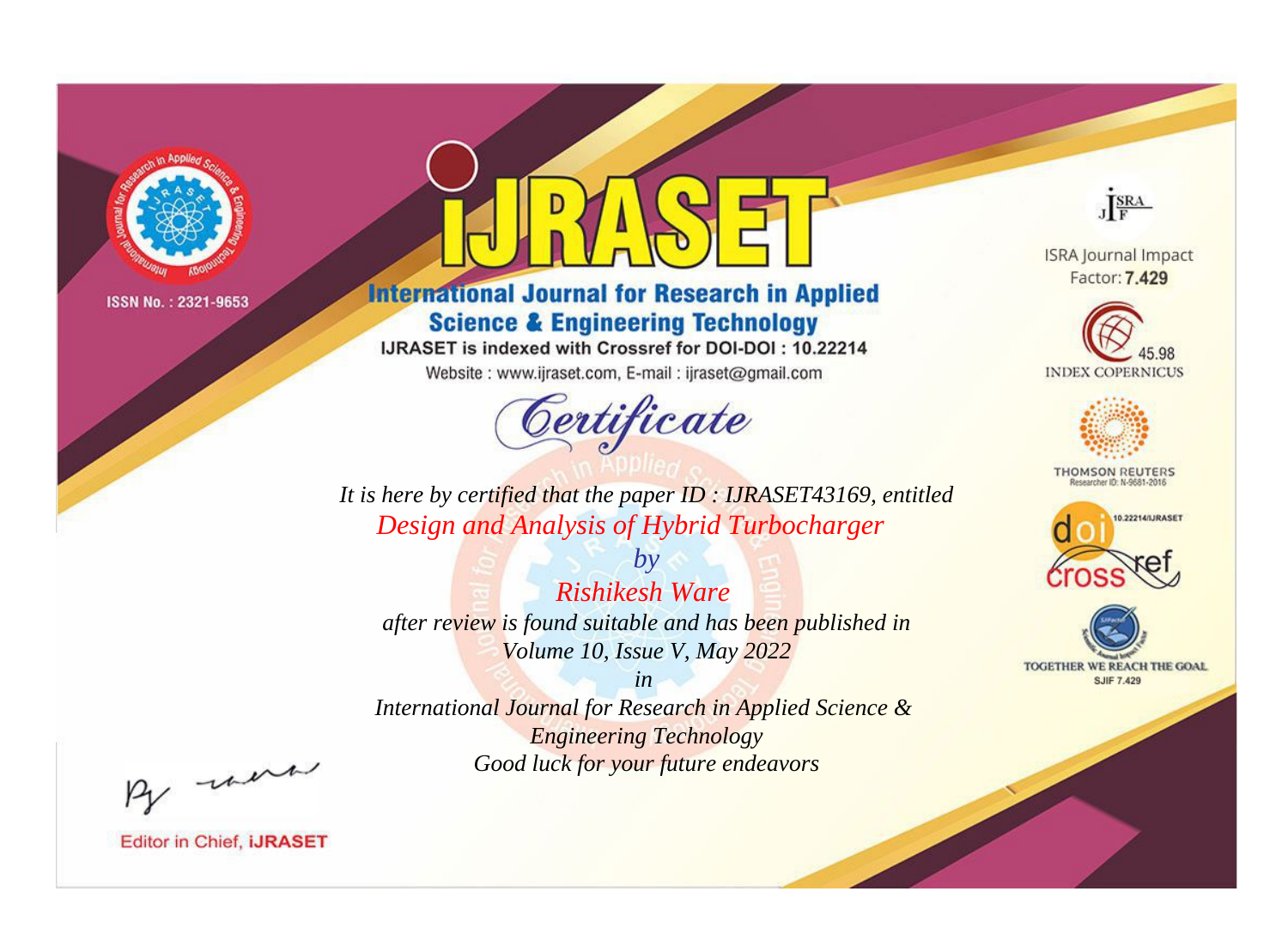ISSN No. : 2321-9653

# iJRASET

## International Journal for Research in Applied Science & Engineering Technology

IJRASET is indexed with Crossref for DOI-DOI : 10.22214

Website : www.ijraset.com, E-mail : ijraset@gmail.com

ISRA Journal Impact Factor: **7.429**

45.98 INDEX COPERNICUS

THOMSON REUTERS Researcher ID: N-9681-2016

10.22214/IJRASET

TOGETHER WE REACH THE GOAL SJIF 7.429

# *Certificate*

*It is here by certified that the paper ID : IJRASET43169, entitled*

*Design and Analysis of Hybrid Turbocharger*

*by*

*Rishikesh Ware*

*after review is found suitable and has been published in*

*Volume 10, Issue V, May 2022*

*in*

*International Journal for Research in Applied Science & Engineering Technology*

*Good luck for your future endeavors*

Editor in Chief, **iJRASET**